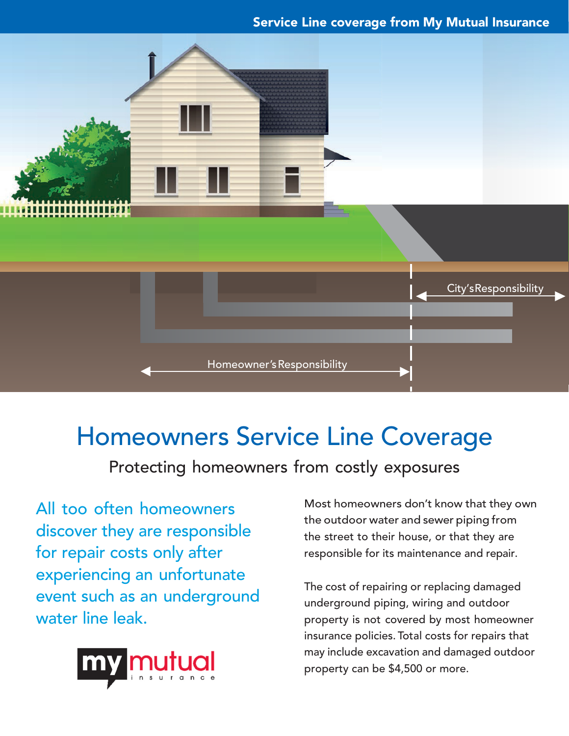Service Line coverage from My Mutual Insurance

City's Responsibility

Homeowner's Responsibility

# Homeowners Service Line Coverage

## Protecting homeowners from costly exposures

All too often homeowners discover they are responsible for repair costs only after experiencing an unfortunate event such as an underground water line leak.

Most homeowners don't know that they own the outdoor water and sewer piping from the street to their house, or that they are responsible for its maintenance and repair.

The cost of repairing or replacing damaged underground piping, wiring and outdoor property is not covered by most homeowner insurance policies. Total costs for repairs that may include excavation and damaged outdoor property can be $4,500 or more.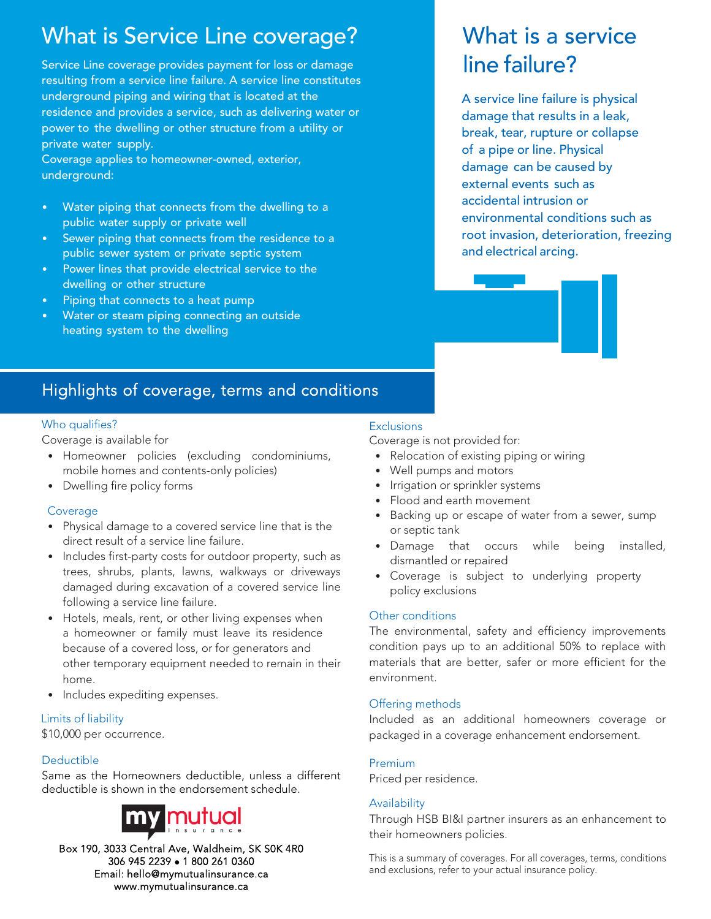# What is Service Line coverage?

Service Line coverage provides payment for loss or damage resulting from a service line failure. A service line constitutes underground piping and wiring that is located at the residence and provides a service, such as delivering water or power to the dwelling or other structure from a utility or private water supply.

Coverage applies to homeowner-owned, exterior, underground:

- Water piping that connects from the dwelling to a public water supply or private well
- Sewer piping that connects from the residence to a public sewer system or private septic system
- Power lines that provide electrical service to the dwelling or other structure
- Piping that connects to a heat pump
- Water or steam piping connecting an outside heating system to the dwelling

# What is a service line failure?

A service line failure is physical damage that results in a leak, break, tear, rupture or collapse of a pipe or line. Physical damage can be caused by external events such as accidental intrusion or environmental conditions such as root invasion, deterioration, freezing and electrical arcing.

## Highlights of coverage, terms and conditions

### Who qualifies?

Coverage is available for

- Homeowner policies (excluding condominiums, mobile homes and contents-only policies)
- Dwelling fire policy forms

### Coverage

- Physical damage to a covered service line that is the direct result of a service line failure.
- Includes first-party costs for outdoor property, such as trees, shrubs, plants, lawns, walkways or driveways damaged during excavation of a covered service line following a service line failure.
- Hotels, meals, rent, or other living expenses when a homeowner or family must leave its residence because of a covered loss, or for generators and other temporary equipment needed to remain in their home.
- Includes expediting expenses.

### Limits of liability

$10,000 per occurrence.

### Deductible

Same as the Homeowners deductible, unless a different deductible is shown in the endorsement schedule.

**my mutual** insurance

Box 190, 3033 Central Ave, Waldheim, SK S0K 4R0
306 945 2239 • 1 800 261 0360
Email: hello@mymutualinsurance.ca
www.mymutualinsurance.ca

### Exclusions

Coverage is not provided for:

- Relocation of existing piping or wiring
- Well pumps and motors
- Irrigation or sprinkler systems
- Flood and earth movement
- Backing up or escape of water from a sewer, sump or septic tank
- Damage that occurs while being installed, dismantled or repaired
- Coverage is subject to underlying property policy exclusions

### Other conditions

The environmental, safety and efficiency improvements condition pays up to an additional 50% to replace with materials that are better, safer or more efficient for the environment.

### Offering methods

Included as an additional homeowners coverage or packaged in a coverage enhancement endorsement.

### Premium

Priced per residence.

### Availability

Through HSB BI&I partner insurers as an enhancement to their homeowners policies.

This is a summary of coverages. For all coverages, terms, conditions and exclusions, refer to your actual insurance policy.